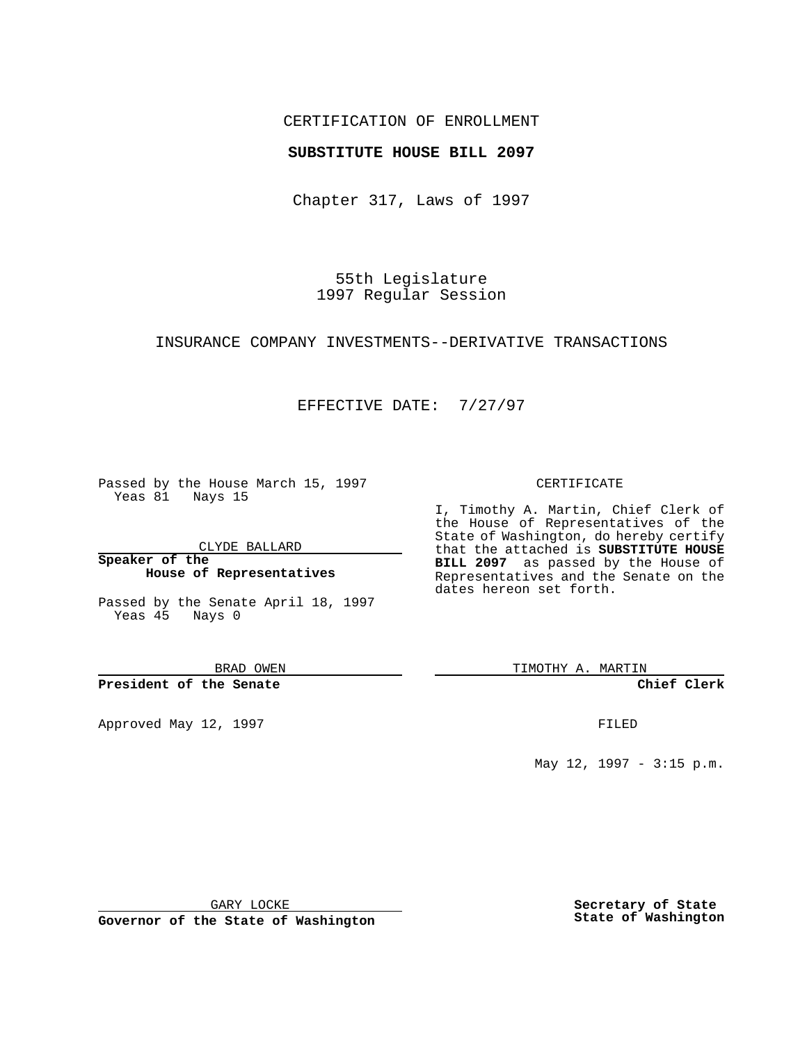CERTIFICATION OF ENROLLMENT

**SUBSTITUTE HOUSE BILL 2097**

Chapter 317, Laws of 1997

55th Legislature
1997 Regular Session

INSURANCE COMPANY INVESTMENTS--DERIVATIVE TRANSACTIONS

EFFECTIVE DATE: 7/27/97

Passed by the House March 15, 1997
Yeas 81 Nays 15

CLYDE BALLARD

**Speaker of the House of Representatives**

Passed by the Senate April 18, 1997
Yeas 45 Nays 0

BRAD OWEN

**President of the Senate**

Approved May 12, 1997

GARY LOCKE

**Governor of the State of Washington**

CERTIFICATE

I, Timothy A. Martin, Chief Clerk of the House of Representatives of the State of Washington, do hereby certify that the attached is **SUBSTITUTE HOUSE BILL 2097** as passed by the House of Representatives and the Senate on the dates hereon set forth.

TIMOTHY A. MARTIN

**Chief Clerk**

FILED

May 12, 1997 - 3:15 p.m.

**Secretary of State State of Washington**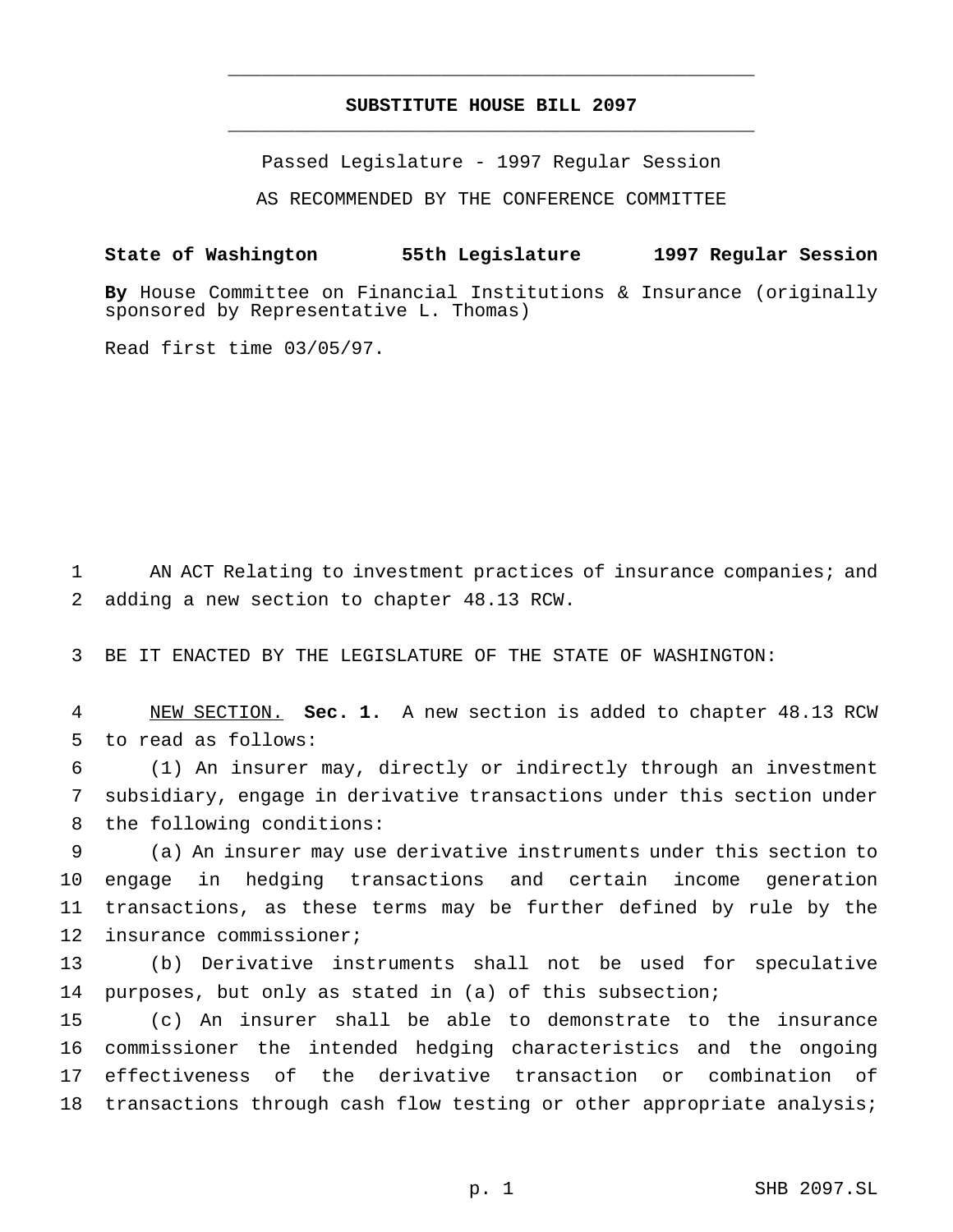# SUBSTITUTE HOUSE BILL 2097

Passed Legislature - 1997 Regular Session

AS RECOMMENDED BY THE CONFERENCE COMMITTEE

**State of Washington 55th Legislature 1997 Regular Session**

**By** House Committee on Financial Institutions & Insurance (originally sponsored by Representative L. Thomas)

Read first time 03/05/97.

AN ACT Relating to investment practices of insurance companies; and adding a new section to chapter 48.13 RCW.

BE IT ENACTED BY THE LEGISLATURE OF THE STATE OF WASHINGTON:

NEW SECTION. **Sec. 1.** A new section is added to chapter 48.13 RCW to read as follows:

(1) An insurer may, directly or indirectly through an investment subsidiary, engage in derivative transactions under this section under the following conditions:

(a) An insurer may use derivative instruments under this section to engage in hedging transactions and certain income generation transactions, as these terms may be further defined by rule by the insurance commissioner;

(b) Derivative instruments shall not be used for speculative purposes, but only as stated in (a) of this subsection;

(c) An insurer shall be able to demonstrate to the insurance commissioner the intended hedging characteristics and the ongoing effectiveness of the derivative transaction or combination of transactions through cash flow testing or other appropriate analysis;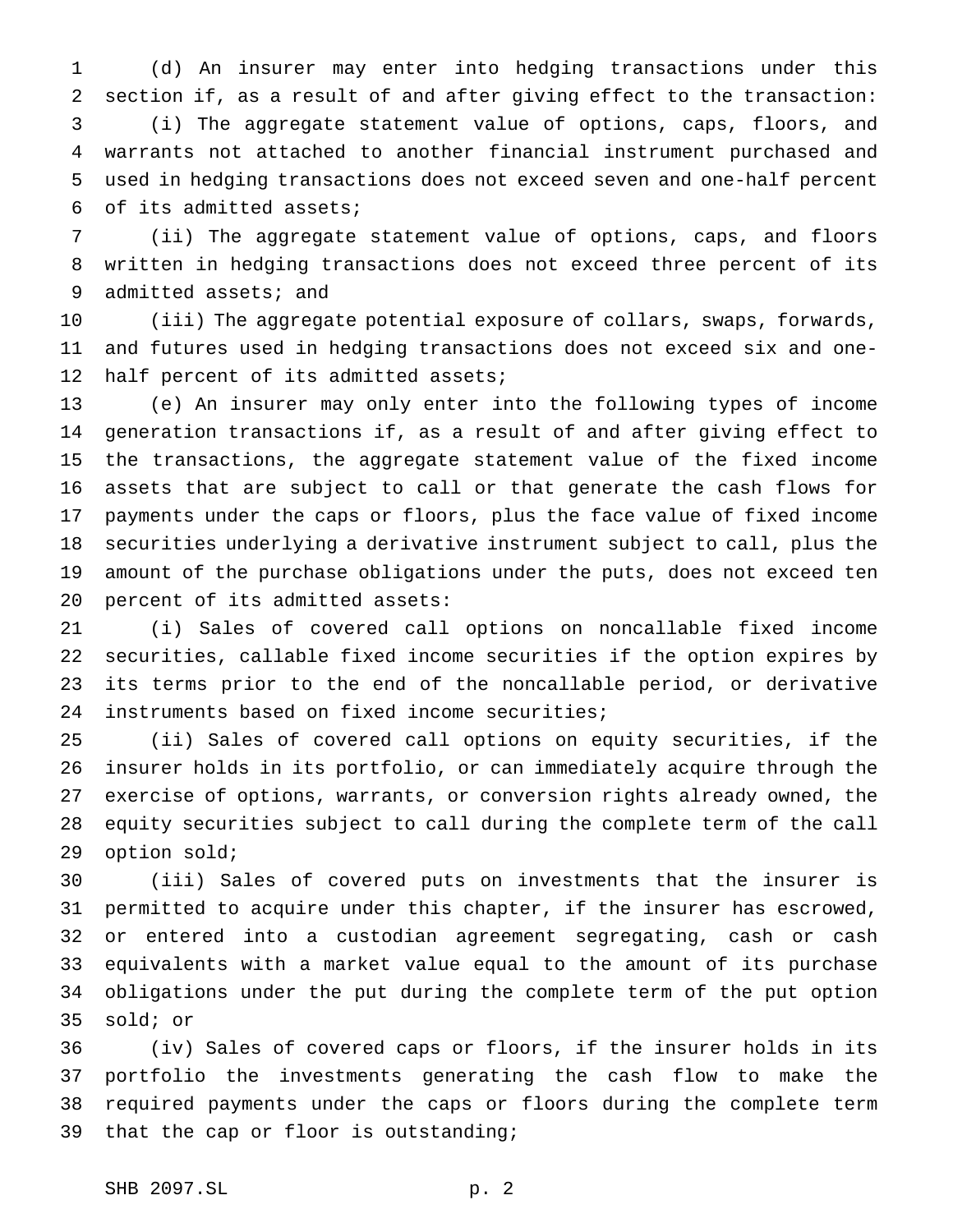(d) An insurer may enter into hedging transactions under this section if, as a result of and after giving effect to the transaction:

(i) The aggregate statement value of options, caps, floors, and warrants not attached to another financial instrument purchased and used in hedging transactions does not exceed seven and one-half percent of its admitted assets;

(ii) The aggregate statement value of options, caps, and floors written in hedging transactions does not exceed three percent of its admitted assets; and

(iii) The aggregate potential exposure of collars, swaps, forwards, and futures used in hedging transactions does not exceed six and one-half percent of its admitted assets;

(e) An insurer may only enter into the following types of income generation transactions if, as a result of and after giving effect to the transactions, the aggregate statement value of the fixed income assets that are subject to call or that generate the cash flows for payments under the caps or floors, plus the face value of fixed income securities underlying a derivative instrument subject to call, plus the amount of the purchase obligations under the puts, does not exceed ten percent of its admitted assets:

(i) Sales of covered call options on noncallable fixed income securities, callable fixed income securities if the option expires by its terms prior to the end of the noncallable period, or derivative instruments based on fixed income securities;

(ii) Sales of covered call options on equity securities, if the insurer holds in its portfolio, or can immediately acquire through the exercise of options, warrants, or conversion rights already owned, the equity securities subject to call during the complete term of the call option sold;

(iii) Sales of covered puts on investments that the insurer is permitted to acquire under this chapter, if the insurer has escrowed, or entered into a custodian agreement segregating, cash or cash equivalents with a market value equal to the amount of its purchase obligations under the put during the complete term of the put option sold; or

(iv) Sales of covered caps or floors, if the insurer holds in its portfolio the investments generating the cash flow to make the required payments under the caps or floors during the complete term that the cap or floor is outstanding;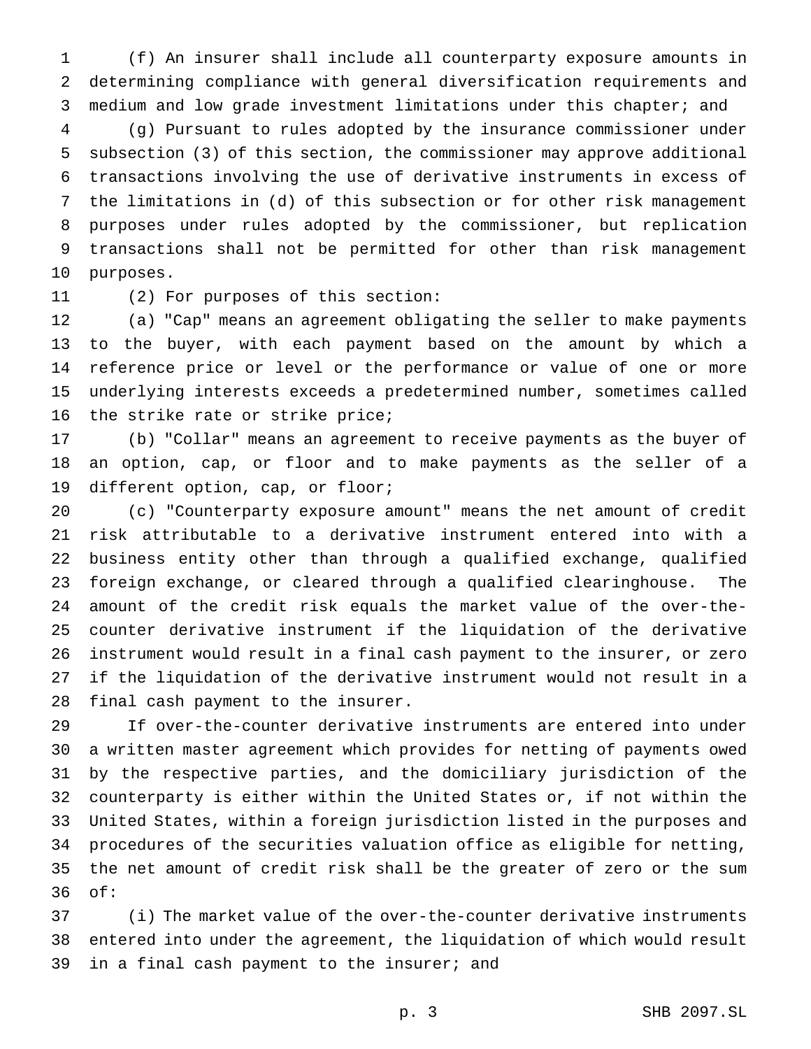(f) An insurer shall include all counterparty exposure amounts in determining compliance with general diversification requirements and medium and low grade investment limitations under this chapter; and

(g) Pursuant to rules adopted by the insurance commissioner under subsection (3) of this section, the commissioner may approve additional transactions involving the use of derivative instruments in excess of the limitations in (d) of this subsection or for other risk management purposes under rules adopted by the commissioner, but replication transactions shall not be permitted for other than risk management purposes.

(2) For purposes of this section:

(a) "Cap" means an agreement obligating the seller to make payments to the buyer, with each payment based on the amount by which a reference price or level or the performance or value of one or more underlying interests exceeds a predetermined number, sometimes called the strike rate or strike price;

(b) "Collar" means an agreement to receive payments as the buyer of an option, cap, or floor and to make payments as the seller of a different option, cap, or floor;

(c) "Counterparty exposure amount" means the net amount of credit risk attributable to a derivative instrument entered into with a business entity other than through a qualified exchange, qualified foreign exchange, or cleared through a qualified clearinghouse. The amount of the credit risk equals the market value of the over-the-counter derivative instrument if the liquidation of the derivative instrument would result in a final cash payment to the insurer, or zero if the liquidation of the derivative instrument would not result in a final cash payment to the insurer.

If over-the-counter derivative instruments are entered into under a written master agreement which provides for netting of payments owed by the respective parties, and the domiciliary jurisdiction of the counterparty is either within the United States or, if not within the United States, within a foreign jurisdiction listed in the purposes and procedures of the securities valuation office as eligible for netting, the net amount of credit risk shall be the greater of zero or the sum of:

(i) The market value of the over-the-counter derivative instruments entered into under the agreement, the liquidation of which would result in a final cash payment to the insurer; and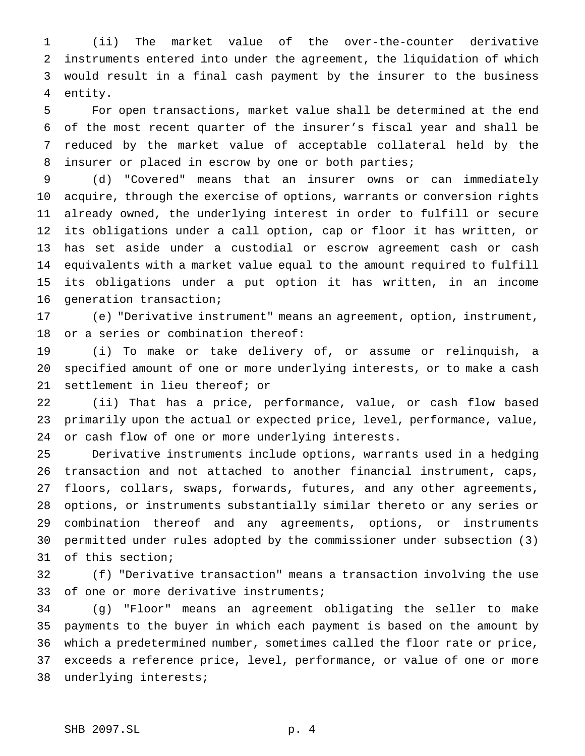(ii) The market value of the over-the-counter derivative instruments entered into under the agreement, the liquidation of which would result in a final cash payment by the insurer to the business entity.

For open transactions, market value shall be determined at the end of the most recent quarter of the insurer's fiscal year and shall be reduced by the market value of acceptable collateral held by the insurer or placed in escrow by one or both parties;

(d) "Covered" means that an insurer owns or can immediately acquire, through the exercise of options, warrants or conversion rights already owned, the underlying interest in order to fulfill or secure its obligations under a call option, cap or floor it has written, or has set aside under a custodial or escrow agreement cash or cash equivalents with a market value equal to the amount required to fulfill its obligations under a put option it has written, in an income generation transaction;

(e) "Derivative instrument" means an agreement, option, instrument, or a series or combination thereof:

(i) To make or take delivery of, or assume or relinquish, a specified amount of one or more underlying interests, or to make a cash settlement in lieu thereof; or

(ii) That has a price, performance, value, or cash flow based primarily upon the actual or expected price, level, performance, value, or cash flow of one or more underlying interests.

Derivative instruments include options, warrants used in a hedging transaction and not attached to another financial instrument, caps, floors, collars, swaps, forwards, futures, and any other agreements, options, or instruments substantially similar thereto or any series or combination thereof and any agreements, options, or instruments permitted under rules adopted by the commissioner under subsection (3) of this section;

(f) "Derivative transaction" means a transaction involving the use of one or more derivative instruments;

(g) "Floor" means an agreement obligating the seller to make payments to the buyer in which each payment is based on the amount by which a predetermined number, sometimes called the floor rate or price, exceeds a reference price, level, performance, or value of one or more underlying interests;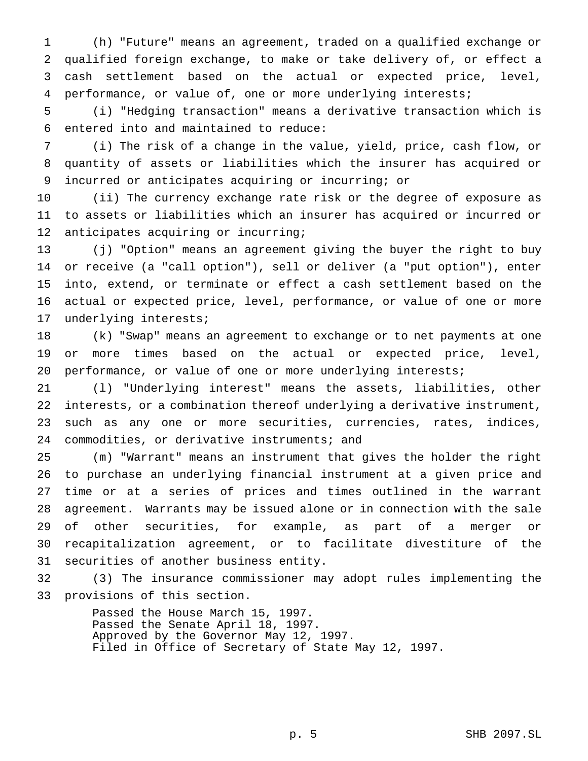(h) "Future" means an agreement, traded on a qualified exchange or qualified foreign exchange, to make or take delivery of, or effect a cash settlement based on the actual or expected price, level, performance, or value of, one or more underlying interests;

(i) "Hedging transaction" means a derivative transaction which is entered into and maintained to reduce:

(i) The risk of a change in the value, yield, price, cash flow, or quantity of assets or liabilities which the insurer has acquired or incurred or anticipates acquiring or incurring; or

(ii) The currency exchange rate risk or the degree of exposure as to assets or liabilities which an insurer has acquired or incurred or anticipates acquiring or incurring;

(j) "Option" means an agreement giving the buyer the right to buy or receive (a "call option"), sell or deliver (a "put option"), enter into, extend, or terminate or effect a cash settlement based on the actual or expected price, level, performance, or value of one or more underlying interests;

(k) "Swap" means an agreement to exchange or to net payments at one or more times based on the actual or expected price, level, performance, or value of one or more underlying interests;

(l) "Underlying interest" means the assets, liabilities, other interests, or a combination thereof underlying a derivative instrument, such as any one or more securities, currencies, rates, indices, commodities, or derivative instruments; and

(m) "Warrant" means an instrument that gives the holder the right to purchase an underlying financial instrument at a given price and time or at a series of prices and times outlined in the warrant agreement. Warrants may be issued alone or in connection with the sale of other securities, for example, as part of a merger or recapitalization agreement, or to facilitate divestiture of the securities of another business entity.

(3) The insurance commissioner may adopt rules implementing the provisions of this section.

Passed the House March 15, 1997.
Passed the Senate April 18, 1997.
Approved by the Governor May 12, 1997.
Filed in Office of Secretary of State May 12, 1997.